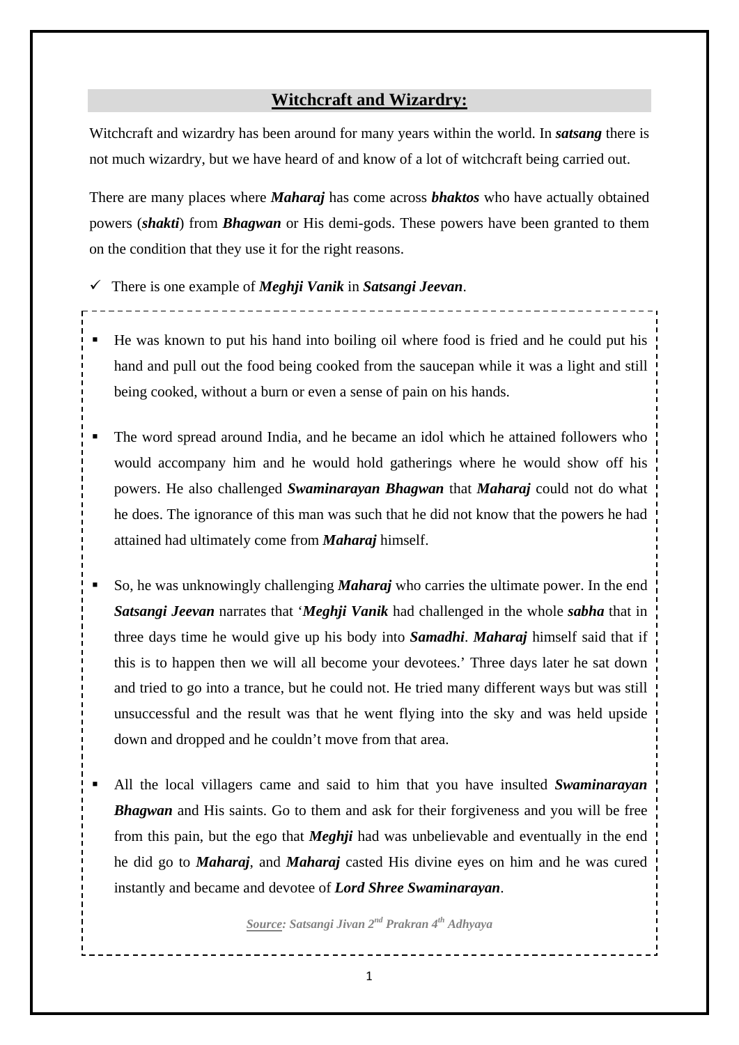## Witchcraft and Wizardry:

Witchcraft and wizardry has been around for many years within the world. In ***satsang*** there is not much wizardry, but we have heard of and know of a lot of witchcraft being carried out.

There are many places where ***Maharaj*** has come across ***bhaktos*** who have actually obtained powers (***shakti***) from ***Bhagwan*** or His demi-gods. These powers have been granted to them on the condition that they use it for the right reasons.

- ✓ There is one example of ***Meghji Vanik*** in ***Satsangi Jeevan***.

- He was known to put his hand into boiling oil where food is fried and he could put his hand and pull out the food being cooked from the saucepan while it was a light and still being cooked, without a burn or even a sense of pain on his hands.

- The word spread around India, and he became an idol which he attained followers who would accompany him and he would hold gatherings where he would show off his powers. He also challenged ***Swaminarayan Bhagwan*** that ***Maharaj*** could not do what he does. The ignorance of this man was such that he did not know that the powers he had attained had ultimately come from ***Maharaj*** himself.

- So, he was unknowingly challenging ***Maharaj*** who carries the ultimate power. In the end ***Satsangi Jeevan*** narrates that '***Meghji Vanik*** had challenged in the whole ***sabha*** that in three days time he would give up his body into ***Samadhi***. ***Maharaj*** himself said that if this is to happen then we will all become your devotees.' Three days later he sat down and tried to go into a trance, but he could not. He tried many different ways but was still unsuccessful and the result was that he went flying into the sky and was held upside down and dropped and he couldn't move from that area.

- All the local villagers came and said to him that you have insulted ***Swaminarayan Bhagwan*** and His saints. Go to them and ask for their forgiveness and you will be free from this pain, but the ego that ***Meghji*** had was unbelievable and eventually in the end he did go to ***Maharaj***, and ***Maharaj*** casted His divine eyes on him and he was cured instantly and became and devotee of ***Lord Shree Swaminarayan***.

***Source:** Satsangi Jivan 2nd Prakran 4th Adhyaya*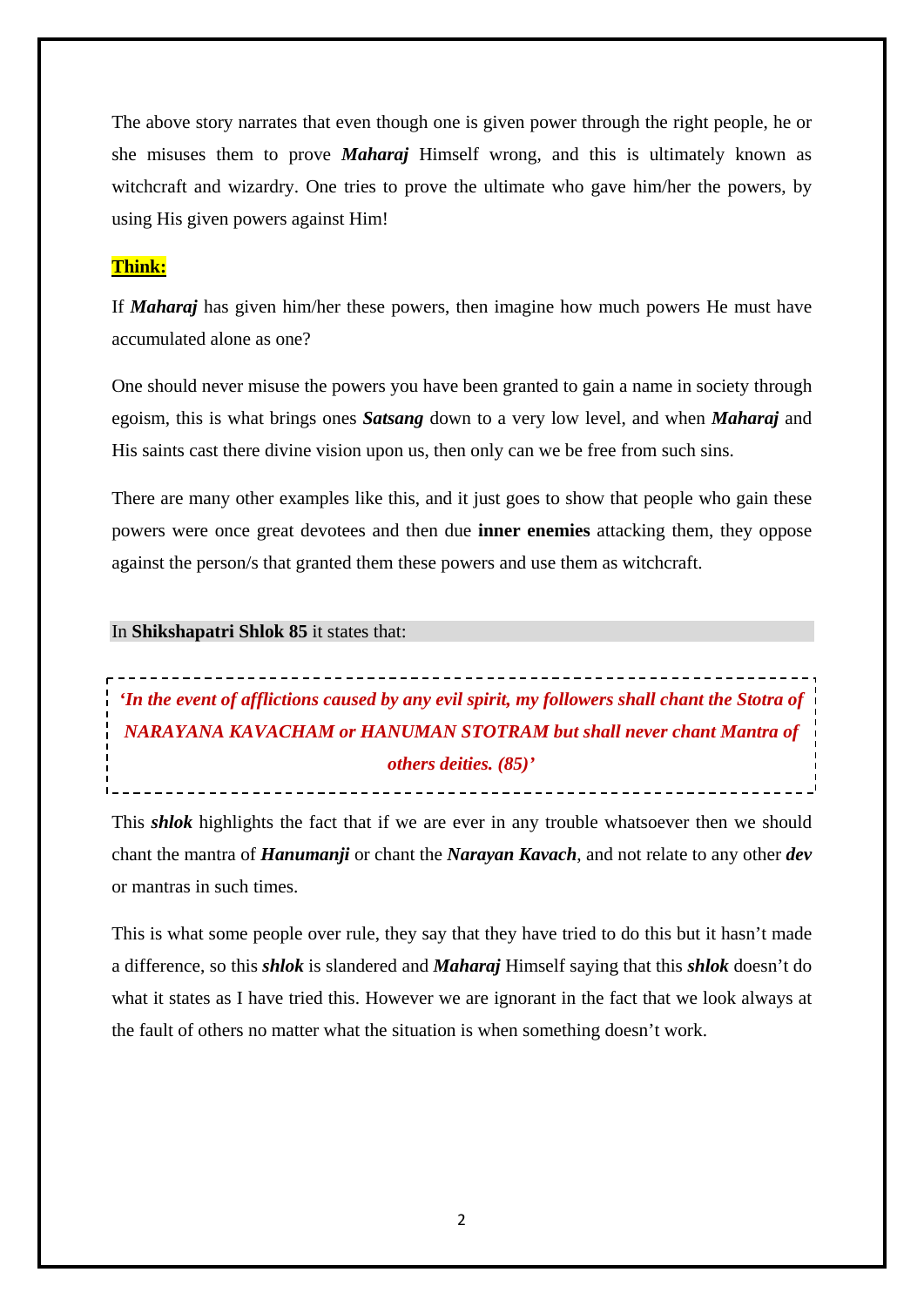The above story narrates that even though one is given power through the right people, he or she misuses them to prove ***Maharaj*** Himself wrong, and this is ultimately known as witchcraft and wizardry. One tries to prove the ultimate who gave him/her the powers, by using His given powers against Him!

**Think:**

If ***Maharaj*** has given him/her these powers, then imagine how much powers He must have accumulated alone as one?

One should never misuse the powers you have been granted to gain a name in society through egoism, this is what brings ones ***Satsang*** down to a very low level, and when ***Maharaj*** and His saints cast there divine vision upon us, then only can we be free from such sins.

There are many other examples like this, and it just goes to show that people who gain these powers were once great devotees and then due **inner enemies** attacking them, they oppose against the person/s that granted them these powers and use them as witchcraft.

In **Shikshapatri Shlok 85** it states that:

> ***'In the event of afflictions caused by any evil spirit, my followers shall chant the Stotra of NARAYANA KAVACHAM or HANUMAN STOTRAM but shall never chant Mantra of others deities. (85)'***

This ***shlok*** highlights the fact that if we are ever in any trouble whatsoever then we should chant the mantra of ***Hanumanji*** or chant the ***Narayan Kavach***, and not relate to any other ***dev*** or mantras in such times.

This is what some people over rule, they say that they have tried to do this but it hasn't made a difference, so this ***shlok*** is slandered and ***Maharaj*** Himself saying that this ***shlok*** doesn't do what it states as I have tried this. However we are ignorant in the fact that we look always at the fault of others no matter what the situation is when something doesn't work.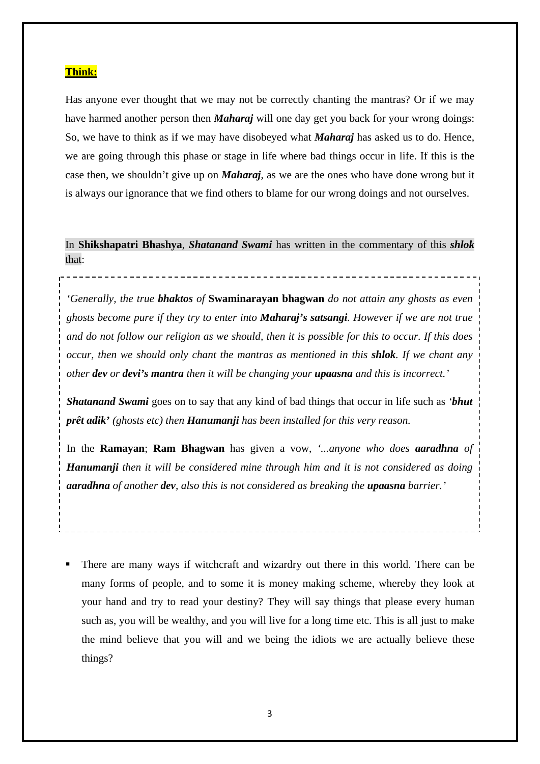**Think:**

Has anyone ever thought that we may not be correctly chanting the mantras? Or if we may have harmed another person then ***Maharaj*** will one day get you back for your wrong doings: So, we have to think as if we may have disobeyed what ***Maharaj*** has asked us to do. Hence, we are going through this phase or stage in life where bad things occur in life. If this is the case then, we shouldn't give up on ***Maharaj***, as we are the ones who have done wrong but it is always our ignorance that we find others to blame for our wrong doings and not ourselves.

In **Shikshapatri Bhashya**, ***Shatanand Swami*** has written in the commentary of this ***shlok*** that:

'*Generally, the true* ***bhaktos*** *of* **Swaminarayan bhagwan** *do not attain any ghosts as even ghosts become pure if they try to enter into* ***Maharaj's satsangi****. However if we are not true and do not follow our religion as we should, then it is possible for this to occur. If this does occur, then we should only chant the mantras as mentioned in this* ***shlok****. If we chant any other* ***dev*** *or* ***devi's mantra*** *then it will be changing your* ***upaasna*** *and this is incorrect.'*

***Shatanand Swami*** goes on to say that any kind of bad things that occur in life such as ***'bhut prêt adik'*** *(ghosts etc) then* ***Hanumanji*** *has been installed for this very reason.*

In the **Ramayan**; **Ram Bhagwan** has given a vow, *'...anyone who does* ***aaradhna*** *of* ***Hanumanji*** *then it will be considered mine through him and it is not considered as doing* ***aaradhna*** *of another* ***dev****, also this is not considered as breaking the* ***upaasna*** *barrier.'*

- There are many ways if witchcraft and wizardry out there in this world. There can be many forms of people, and to some it is money making scheme, whereby they look at your hand and try to read your destiny? They will say things that please every human such as, you will be wealthy, and you will live for a long time etc. This is all just to make the mind believe that you will and we being the idiots we are actually believe these things?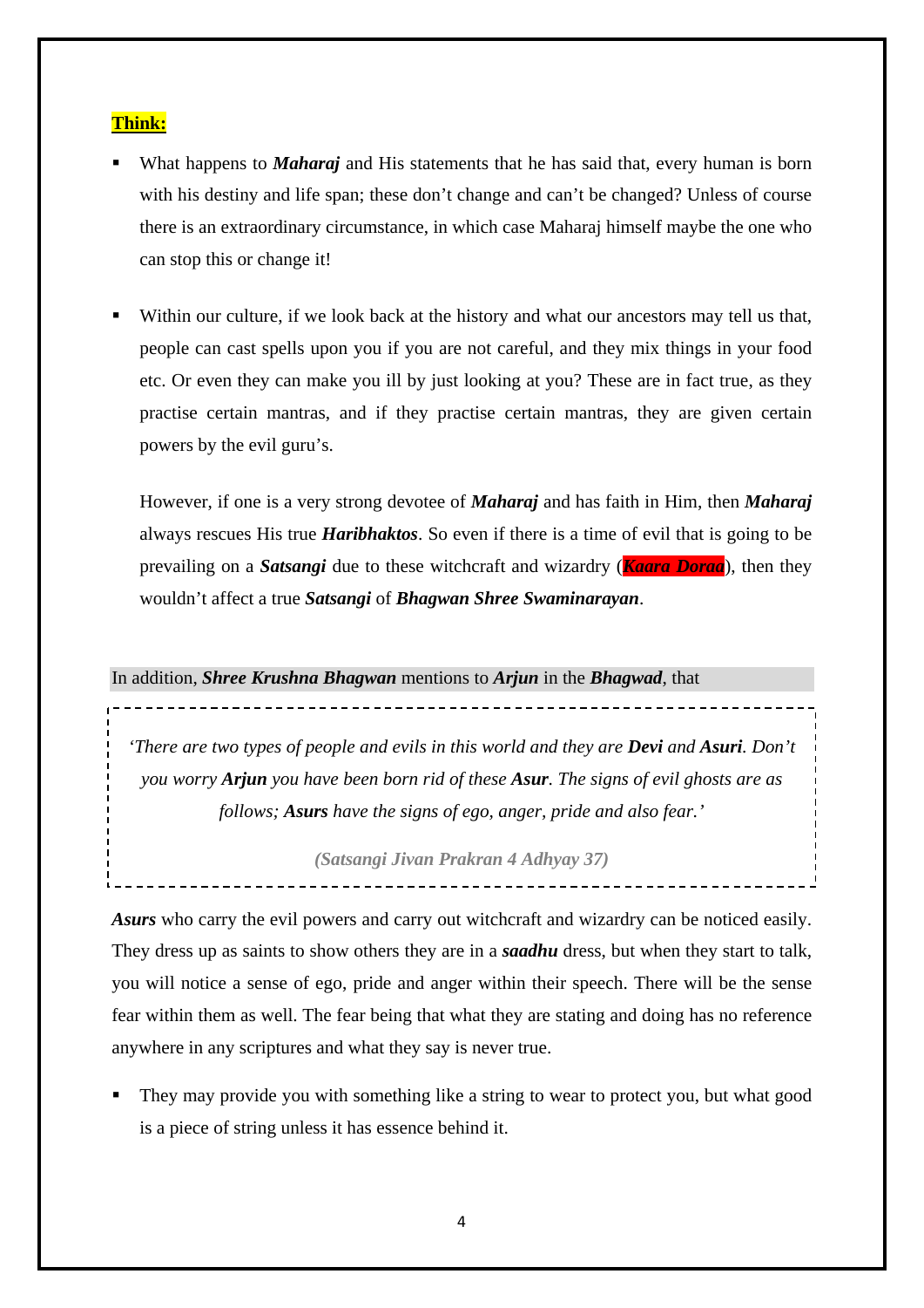**Think:**

- What happens to ***Maharaj*** and His statements that he has said that, every human is born with his destiny and life span; these don't change and can't be changed? Unless of course there is an extraordinary circumstance, in which case Maharaj himself maybe the one who can stop this or change it!

- Within our culture, if we look back at the history and what our ancestors may tell us that, people can cast spells upon you if you are not careful, and they mix things in your food etc. Or even they can make you ill by just looking at you? These are in fact true, as they practise certain mantras, and if they practise certain mantras, they are given certain powers by the evil guru's.

  However, if one is a very strong devotee of ***Maharaj*** and has faith in Him, then ***Maharaj*** always rescues His true ***Haribhaktos***. So even if there is a time of evil that is going to be prevailing on a ***Satsangi*** due to these witchcraft and wizardry (***Kaara Doraa***), then they wouldn't affect a true ***Satsangi*** of ***Bhagwan Shree Swaminarayan***.

In addition, ***Shree Krushna Bhagwan*** mentions to ***Arjun*** in the ***Bhagwad***, that

> *'There are two types of people and evils in this world and they are **Devi** and **Asuri**. Don't you worry **Arjun** you have been born rid of these **Asur**. The signs of evil ghosts are as follows; **Asurs** have the signs of ego, anger, pride and also fear.'*
>
> ***(Satsangi Jivan Prakran 4 Adhyay 37)***

***Asurs*** who carry the evil powers and carry out witchcraft and wizardry can be noticed easily. They dress up as saints to show others they are in a ***saadhu*** dress, but when they start to talk, you will notice a sense of ego, pride and anger within their speech. There will be the sense fear within them as well. The fear being that what they are stating and doing has no reference anywhere in any scriptures and what they say is never true.

- They may provide you with something like a string to wear to protect you, but what good is a piece of string unless it has essence behind it.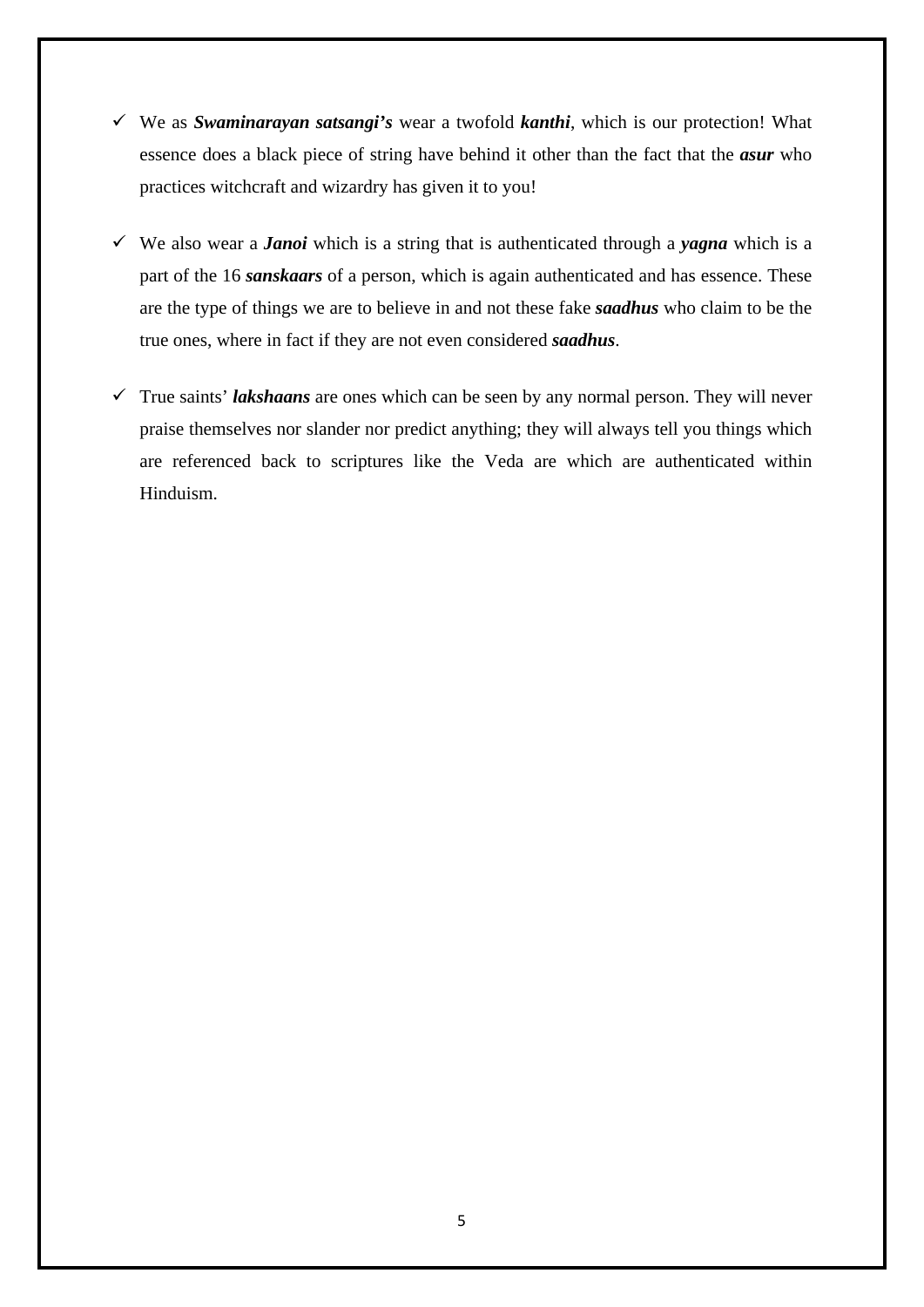- ✓ We as ***Swaminarayan satsangi's*** wear a twofold ***kanthi***, which is our protection! What essence does a black piece of string have behind it other than the fact that the ***asur*** who practices witchcraft and wizardry has given it to you!

- ✓ We also wear a ***Janoi*** which is a string that is authenticated through a ***yagna*** which is a part of the 16 ***sanskaars*** of a person, which is again authenticated and has essence. These are the type of things we are to believe in and not these fake ***saadhus*** who claim to be the true ones, where in fact if they are not even considered ***saadhus***.

- ✓ True saints' ***lakshaans*** are ones which can be seen by any normal person. They will never praise themselves nor slander nor predict anything; they will always tell you things which are referenced back to scriptures like the Veda are which are authenticated within Hinduism.